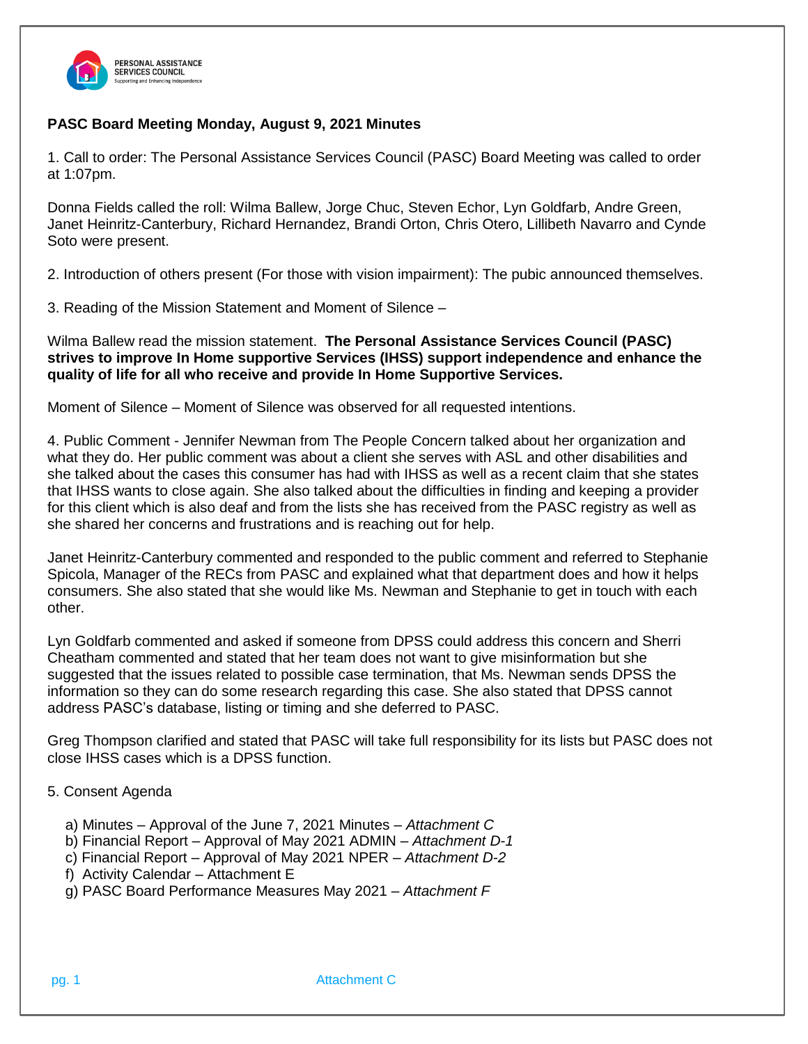PERSONAL ASSISTANCE SERVICES COUNCIL
Supporting and Enhancing Independence

**PASC Board Meeting Monday, August 9, 2021 Minutes**

1. Call to order: The Personal Assistance Services Council (PASC) Board Meeting was called to order at 1:07pm.

Donna Fields called the roll: Wilma Ballew, Jorge Chuc, Steven Echor, Lyn Goldfarb, Andre Green, Janet Heinritz-Canterbury, Richard Hernandez, Brandi Orton, Chris Otero, Lillibeth Navarro and Cynde Soto were present.

2. Introduction of others present (For those with vision impairment): The pubic announced themselves.

3. Reading of the Mission Statement and Moment of Silence –

Wilma Ballew read the mission statement. **The Personal Assistance Services Council (PASC) strives to improve In Home supportive Services (IHSS) support independence and enhance the quality of life for all who receive and provide In Home Supportive Services.**

Moment of Silence – Moment of Silence was observed for all requested intentions.

4. Public Comment - Jennifer Newman from The People Concern talked about her organization and what they do. Her public comment was about a client she serves with ASL and other disabilities and she talked about the cases this consumer has had with IHSS as well as a recent claim that she states that IHSS wants to close again. She also talked about the difficulties in finding and keeping a provider for this client which is also deaf and from the lists she has received from the PASC registry as well as she shared her concerns and frustrations and is reaching out for help.

Janet Heinritz-Canterbury commented and responded to the public comment and referred to Stephanie Spicola, Manager of the RECs from PASC and explained what that department does and how it helps consumers. She also stated that she would like Ms. Newman and Stephanie to get in touch with each other.

Lyn Goldfarb commented and asked if someone from DPSS could address this concern and Sherri Cheatham commented and stated that her team does not want to give misinformation but she suggested that the issues related to possible case termination, that Ms. Newman sends DPSS the information so they can do some research regarding this case. She also stated that DPSS cannot address PASC's database, listing or timing and she deferred to PASC.

Greg Thompson clarified and stated that PASC will take full responsibility for its lists but PASC does not close IHSS cases which is a DPSS function.

5. Consent Agenda

a) Minutes – Approval of the June 7, 2021 Minutes – *Attachment C*
b) Financial Report – Approval of May 2021 ADMIN – *Attachment D-1*
c) Financial Report – Approval of May 2021 NPER – *Attachment D-2*
f) Activity Calendar – Attachment E
g) PASC Board Performance Measures May 2021 – *Attachment F*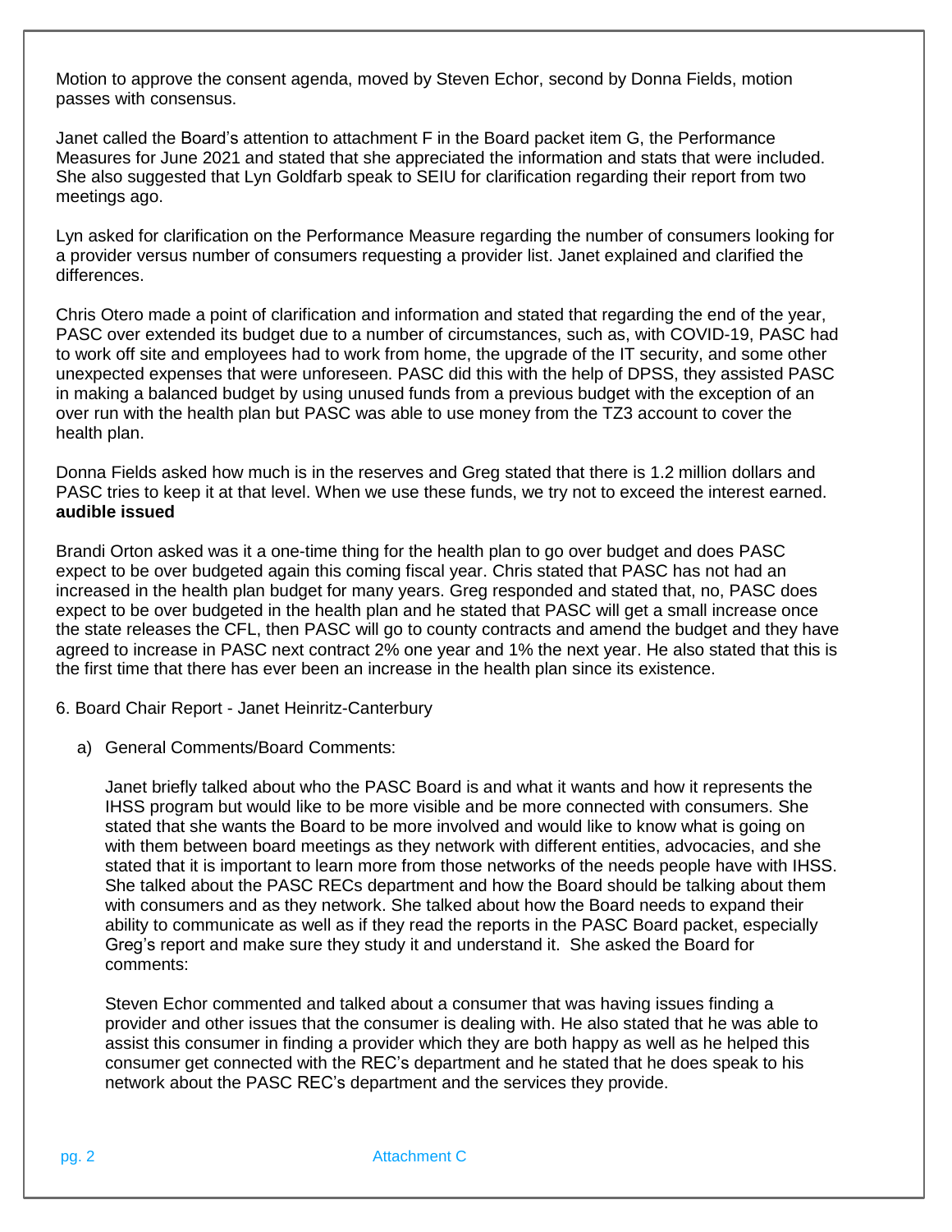Motion to approve the consent agenda, moved by Steven Echor, second by Donna Fields, motion passes with consensus.

Janet called the Board's attention to attachment F in the Board packet item G, the Performance Measures for June 2021 and stated that she appreciated the information and stats that were included. She also suggested that Lyn Goldfarb speak to SEIU for clarification regarding their report from two meetings ago.

Lyn asked for clarification on the Performance Measure regarding the number of consumers looking for a provider versus number of consumers requesting a provider list. Janet explained and clarified the differences.

Chris Otero made a point of clarification and information and stated that regarding the end of the year, PASC over extended its budget due to a number of circumstances, such as, with COVID-19, PASC had to work off site and employees had to work from home, the upgrade of the IT security, and some other unexpected expenses that were unforeseen. PASC did this with the help of DPSS, they assisted PASC in making a balanced budget by using unused funds from a previous budget with the exception of an over run with the health plan but PASC was able to use money from the TZ3 account to cover the health plan.

Donna Fields asked how much is in the reserves and Greg stated that there is 1.2 million dollars and PASC tries to keep it at that level. When we use these funds, we try not to exceed the interest earned. **audible issued**

Brandi Orton asked was it a one-time thing for the health plan to go over budget and does PASC expect to be over budgeted again this coming fiscal year. Chris stated that PASC has not had an increased in the health plan budget for many years. Greg responded and stated that, no, PASC does expect to be over budgeted in the health plan and he stated that PASC will get a small increase once the state releases the CFL, then PASC will go to county contracts and amend the budget and they have agreed to increase in PASC next contract 2% one year and 1% the next year. He also stated that this is the first time that there has ever been an increase in the health plan since its existence.

6. Board Chair Report - Janet Heinritz-Canterbury

a) General Comments/Board Comments:

Janet briefly talked about who the PASC Board is and what it wants and how it represents the IHSS program but would like to be more visible and be more connected with consumers. She stated that she wants the Board to be more involved and would like to know what is going on with them between board meetings as they network with different entities, advocacies, and she stated that it is important to learn more from those networks of the needs people have with IHSS. She talked about the PASC RECs department and how the Board should be talking about them with consumers and as they network. She talked about how the Board needs to expand their ability to communicate as well as if they read the reports in the PASC Board packet, especially Greg's report and make sure they study it and understand it. She asked the Board for comments:

Steven Echor commented and talked about a consumer that was having issues finding a provider and other issues that the consumer is dealing with. He also stated that he was able to assist this consumer in finding a provider which they are both happy as well as he helped this consumer get connected with the REC's department and he stated that he does speak to his network about the PASC REC's department and the services they provide.

Attachment C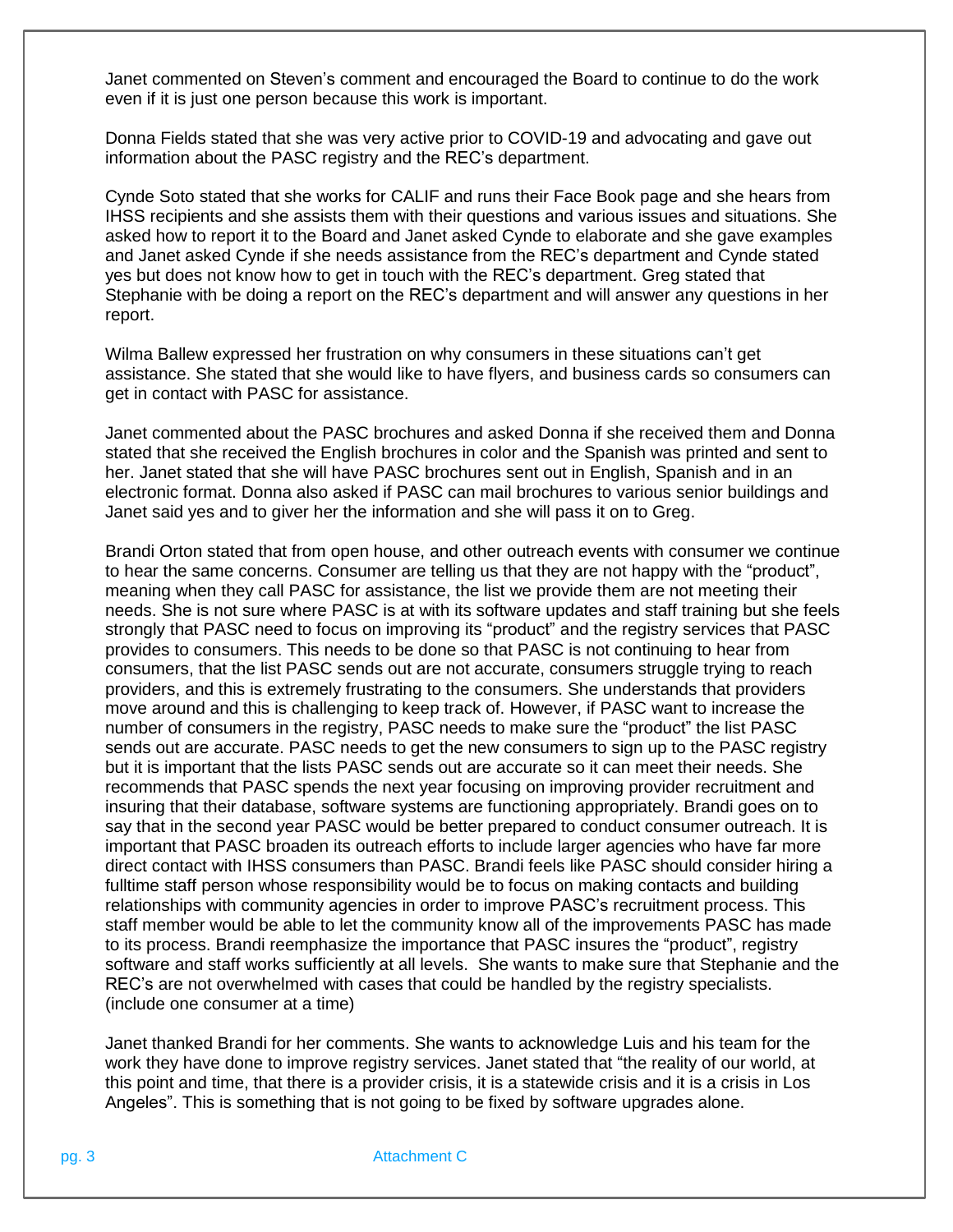Janet commented on Steven's comment and encouraged the Board to continue to do the work even if it is just one person because this work is important.

Donna Fields stated that she was very active prior to COVID-19 and advocating and gave out information about the PASC registry and the REC's department.

Cynde Soto stated that she works for CALIF and runs their Face Book page and she hears from IHSS recipients and she assists them with their questions and various issues and situations. She asked how to report it to the Board and Janet asked Cynde to elaborate and she gave examples and Janet asked Cynde if she needs assistance from the REC's department and Cynde stated yes but does not know how to get in touch with the REC's department. Greg stated that Stephanie with be doing a report on the REC's department and will answer any questions in her report.

Wilma Ballew expressed her frustration on why consumers in these situations can't get assistance. She stated that she would like to have flyers, and business cards so consumers can get in contact with PASC for assistance.

Janet commented about the PASC brochures and asked Donna if she received them and Donna stated that she received the English brochures in color and the Spanish was printed and sent to her. Janet stated that she will have PASC brochures sent out in English, Spanish and in an electronic format. Donna also asked if PASC can mail brochures to various senior buildings and Janet said yes and to giver her the information and she will pass it on to Greg.

Brandi Orton stated that from open house, and other outreach events with consumer we continue to hear the same concerns. Consumer are telling us that they are not happy with the "product", meaning when they call PASC for assistance, the list we provide them are not meeting their needs. She is not sure where PASC is at with its software updates and staff training but she feels strongly that PASC need to focus on improving its "product" and the registry services that PASC provides to consumers. This needs to be done so that PASC is not continuing to hear from consumers, that the list PASC sends out are not accurate, consumers struggle trying to reach providers, and this is extremely frustrating to the consumers. She understands that providers move around and this is challenging to keep track of. However, if PASC want to increase the number of consumers in the registry, PASC needs to make sure the "product" the list PASC sends out are accurate. PASC needs to get the new consumers to sign up to the PASC registry but it is important that the lists PASC sends out are accurate so it can meet their needs. She recommends that PASC spends the next year focusing on improving provider recruitment and insuring that their database, software systems are functioning appropriately. Brandi goes on to say that in the second year PASC would be better prepared to conduct consumer outreach. It is important that PASC broaden its outreach efforts to include larger agencies who have far more direct contact with IHSS consumers than PASC. Brandi feels like PASC should consider hiring a fulltime staff person whose responsibility would be to focus on making contacts and building relationships with community agencies in order to improve PASC's recruitment process. This staff member would be able to let the community know all of the improvements PASC has made to its process. Brandi reemphasize the importance that PASC insures the "product", registry software and staff works sufficiently at all levels. She wants to make sure that Stephanie and the REC's are not overwhelmed with cases that could be handled by the registry specialists. (include one consumer at a time)

Janet thanked Brandi for her comments. She wants to acknowledge Luis and his team for the work they have done to improve registry services. Janet stated that "the reality of our world, at this point and time, that there is a provider crisis, it is a statewide crisis and it is a crisis in Los Angeles". This is something that is not going to be fixed by software upgrades alone.

Attachment C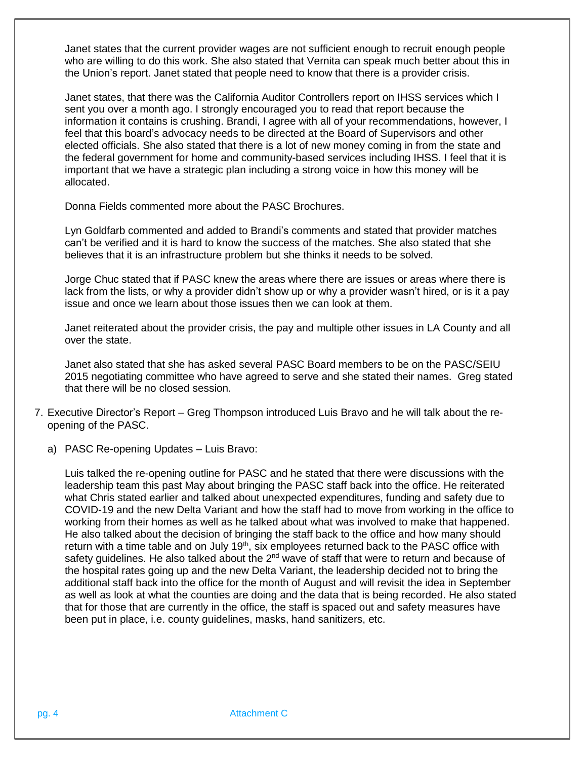Janet states that the current provider wages are not sufficient enough to recruit enough people who are willing to do this work. She also stated that Vernita can speak much better about this in the Union's report. Janet stated that people need to know that there is a provider crisis.

Janet states, that there was the California Auditor Controllers report on IHSS services which I sent you over a month ago. I strongly encouraged you to read that report because the information it contains is crushing. Brandi, I agree with all of your recommendations, however, I feel that this board's advocacy needs to be directed at the Board of Supervisors and other elected officials. She also stated that there is a lot of new money coming in from the state and the federal government for home and community-based services including IHSS. I feel that it is important that we have a strategic plan including a strong voice in how this money will be allocated.

Donna Fields commented more about the PASC Brochures.

Lyn Goldfarb commented and added to Brandi's comments and stated that provider matches can't be verified and it is hard to know the success of the matches. She also stated that she believes that it is an infrastructure problem but she thinks it needs to be solved.

Jorge Chuc stated that if PASC knew the areas where there are issues or areas where there is lack from the lists, or why a provider didn't show up or why a provider wasn't hired, or is it a pay issue and once we learn about those issues then we can look at them.

Janet reiterated about the provider crisis, the pay and multiple other issues in LA County and all over the state.

Janet also stated that she has asked several PASC Board members to be on the PASC/SEIU 2015 negotiating committee who have agreed to serve and she stated their names. Greg stated that there will be no closed session.

7. Executive Director's Report – Greg Thompson introduced Luis Bravo and he will talk about the re-opening of the PASC.

   a) PASC Re-opening Updates – Luis Bravo:

   Luis talked the re-opening outline for PASC and he stated that there were discussions with the leadership team this past May about bringing the PASC staff back into the office. He reiterated what Chris stated earlier and talked about unexpected expenditures, funding and safety due to COVID-19 and the new Delta Variant and how the staff had to move from working in the office to working from their homes as well as he talked about what was involved to make that happened. He also talked about the decision of bringing the staff back to the office and how many should return with a time table and on July 19th, six employees returned back to the PASC office with safety guidelines. He also talked about the 2nd wave of staff that were to return and because of the hospital rates going up and the new Delta Variant, the leadership decided not to bring the additional staff back into the office for the month of August and will revisit the idea in September as well as look at what the counties are doing and the data that is being recorded. He also stated that for those that are currently in the office, the staff is spaced out and safety measures have been put in place, i.e. county guidelines, masks, hand sanitizers, etc.

Attachment C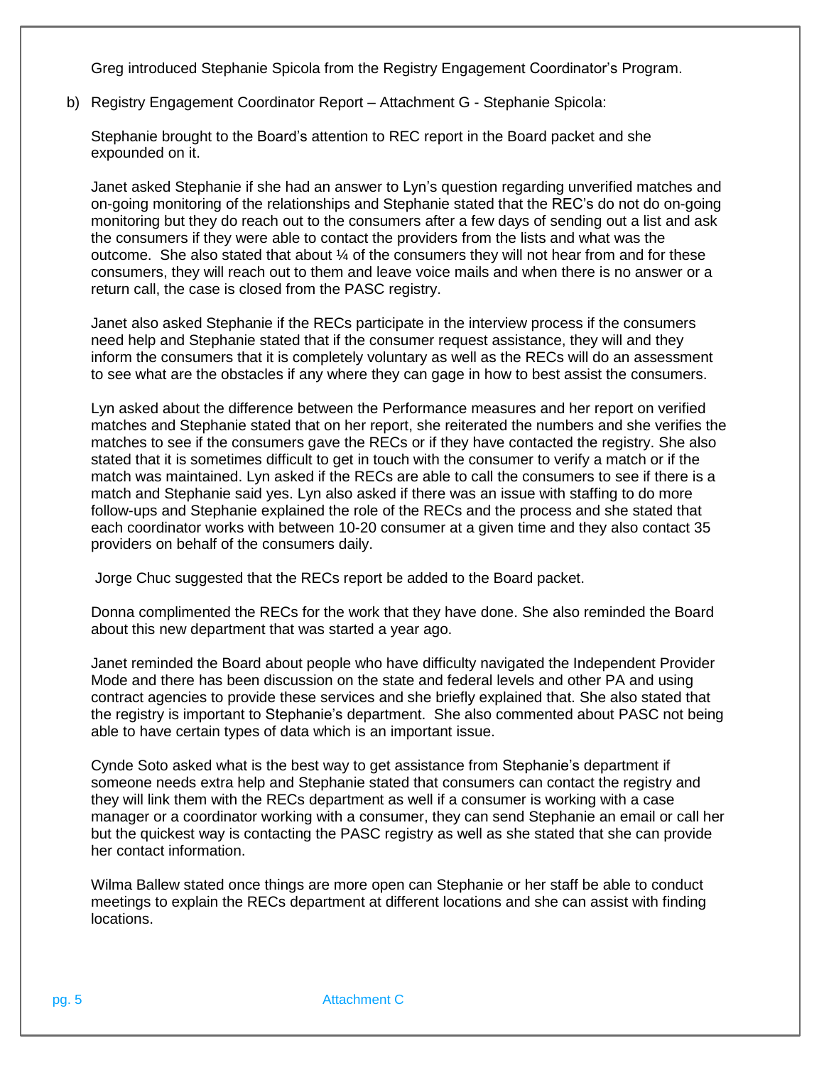Greg introduced Stephanie Spicola from the Registry Engagement Coordinator's Program.

b) Registry Engagement Coordinator Report – Attachment G - Stephanie Spicola:

Stephanie brought to the Board's attention to REC report in the Board packet and she expounded on it.

Janet asked Stephanie if she had an answer to Lyn's question regarding unverified matches and on-going monitoring of the relationships and Stephanie stated that the REC's do not do on-going monitoring but they do reach out to the consumers after a few days of sending out a list and ask the consumers if they were able to contact the providers from the lists and what was the outcome. She also stated that about ¼ of the consumers they will not hear from and for these consumers, they will reach out to them and leave voice mails and when there is no answer or a return call, the case is closed from the PASC registry.

Janet also asked Stephanie if the RECs participate in the interview process if the consumers need help and Stephanie stated that if the consumer request assistance, they will and they inform the consumers that it is completely voluntary as well as the RECs will do an assessment to see what are the obstacles if any where they can gage in how to best assist the consumers.

Lyn asked about the difference between the Performance measures and her report on verified matches and Stephanie stated that on her report, she reiterated the numbers and she verifies the matches to see if the consumers gave the RECs or if they have contacted the registry. She also stated that it is sometimes difficult to get in touch with the consumer to verify a match or if the match was maintained. Lyn asked if the RECs are able to call the consumers to see if there is a match and Stephanie said yes. Lyn also asked if there was an issue with staffing to do more follow-ups and Stephanie explained the role of the RECs and the process and she stated that each coordinator works with between 10-20 consumer at a given time and they also contact 35 providers on behalf of the consumers daily.

Jorge Chuc suggested that the RECs report be added to the Board packet.

Donna complimented the RECs for the work that they have done. She also reminded the Board about this new department that was started a year ago.

Janet reminded the Board about people who have difficulty navigated the Independent Provider Mode and there has been discussion on the state and federal levels and other PA and using contract agencies to provide these services and she briefly explained that. She also stated that the registry is important to Stephanie's department. She also commented about PASC not being able to have certain types of data which is an important issue.

Cynde Soto asked what is the best way to get assistance from Stephanie's department if someone needs extra help and Stephanie stated that consumers can contact the registry and they will link them with the RECs department as well if a consumer is working with a case manager or a coordinator working with a consumer, they can send Stephanie an email or call her but the quickest way is contacting the PASC registry as well as she stated that she can provide her contact information.

Wilma Ballew stated once things are more open can Stephanie or her staff be able to conduct meetings to explain the RECs department at different locations and she can assist with finding locations.

Attachment C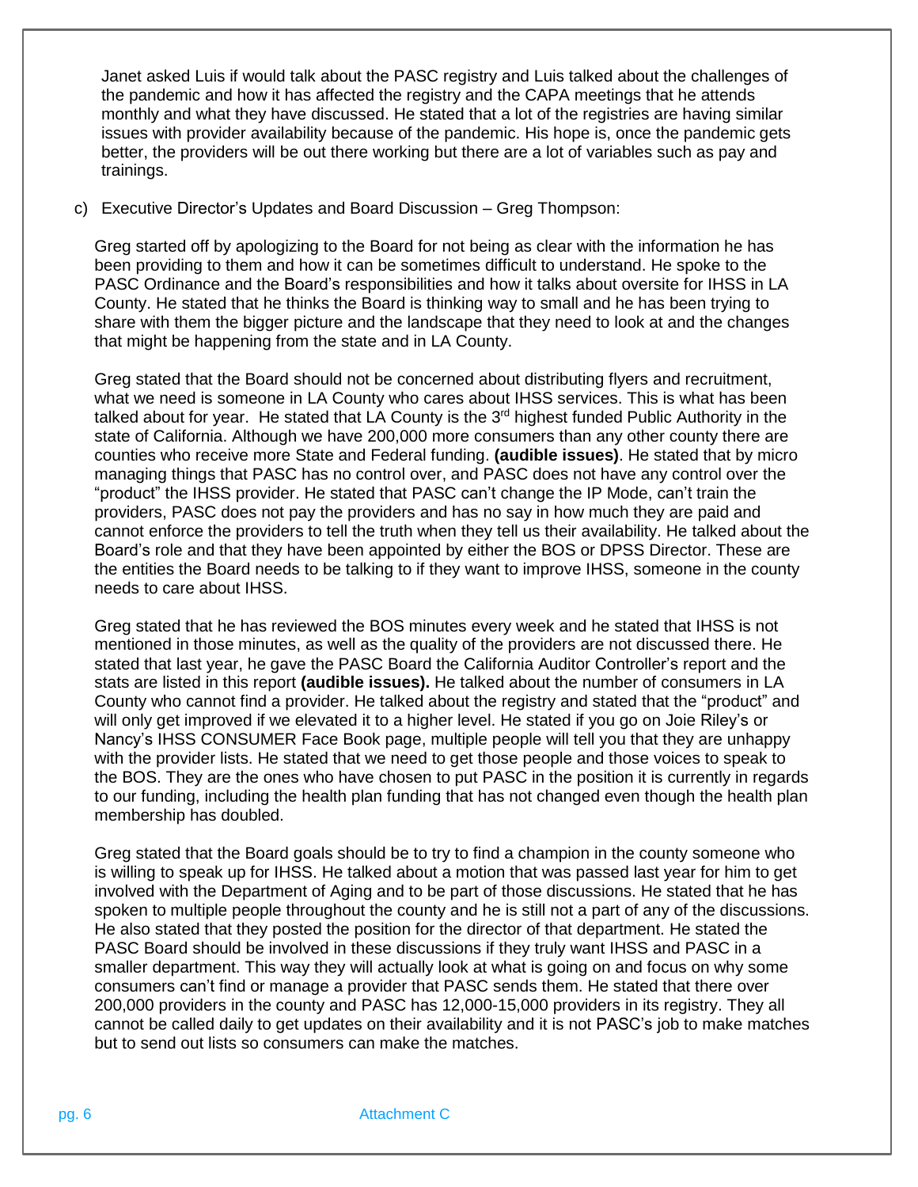Janet asked Luis if would talk about the PASC registry and Luis talked about the challenges of the pandemic and how it has affected the registry and the CAPA meetings that he attends monthly and what they have discussed. He stated that a lot of the registries are having similar issues with provider availability because of the pandemic. His hope is, once the pandemic gets better, the providers will be out there working but there are a lot of variables such as pay and trainings.

c) Executive Director's Updates and Board Discussion – Greg Thompson:

Greg started off by apologizing to the Board for not being as clear with the information he has been providing to them and how it can be sometimes difficult to understand. He spoke to the PASC Ordinance and the Board's responsibilities and how it talks about oversite for IHSS in LA County. He stated that he thinks the Board is thinking way to small and he has been trying to share with them the bigger picture and the landscape that they need to look at and the changes that might be happening from the state and in LA County.

Greg stated that the Board should not be concerned about distributing flyers and recruitment, what we need is someone in LA County who cares about IHSS services. This is what has been talked about for year. He stated that LA County is the 3rd highest funded Public Authority in the state of California. Although we have 200,000 more consumers than any other county there are counties who receive more State and Federal funding. **(audible issues)**. He stated that by micro managing things that PASC has no control over, and PASC does not have any control over the "product" the IHSS provider. He stated that PASC can't change the IP Mode, can't train the providers, PASC does not pay the providers and has no say in how much they are paid and cannot enforce the providers to tell the truth when they tell us their availability. He talked about the Board's role and that they have been appointed by either the BOS or DPSS Director. These are the entities the Board needs to be talking to if they want to improve IHSS, someone in the county needs to care about IHSS.

Greg stated that he has reviewed the BOS minutes every week and he stated that IHSS is not mentioned in those minutes, as well as the quality of the providers are not discussed there. He stated that last year, he gave the PASC Board the California Auditor Controller's report and the stats are listed in this report **(audible issues).** He talked about the number of consumers in LA County who cannot find a provider. He talked about the registry and stated that the "product" and will only get improved if we elevated it to a higher level. He stated if you go on Joie Riley's or Nancy's IHSS CONSUMER Face Book page, multiple people will tell you that they are unhappy with the provider lists. He stated that we need to get those people and those voices to speak to the BOS. They are the ones who have chosen to put PASC in the position it is currently in regards to our funding, including the health plan funding that has not changed even though the health plan membership has doubled.

Greg stated that the Board goals should be to try to find a champion in the county someone who is willing to speak up for IHSS. He talked about a motion that was passed last year for him to get involved with the Department of Aging and to be part of those discussions. He stated that he has spoken to multiple people throughout the county and he is still not a part of any of the discussions. He also stated that they posted the position for the director of that department. He stated the PASC Board should be involved in these discussions if they truly want IHSS and PASC in a smaller department. This way they will actually look at what is going on and focus on why some consumers can't find or manage a provider that PASC sends them. He stated that there over 200,000 providers in the county and PASC has 12,000-15,000 providers in its registry. They all cannot be called daily to get updates on their availability and it is not PASC's job to make matches but to send out lists so consumers can make the matches.

Attachment C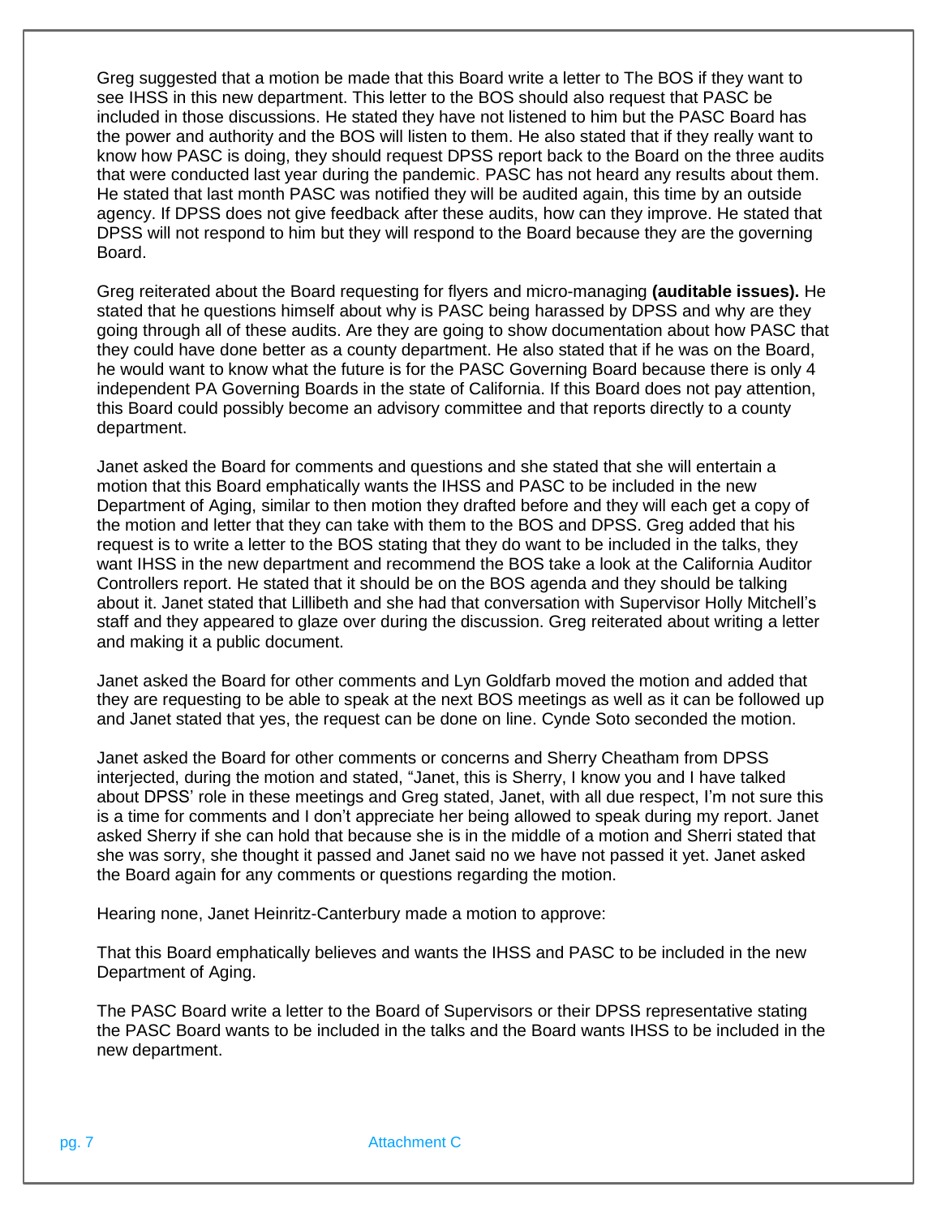Greg suggested that a motion be made that this Board write a letter to The BOS if they want to see IHSS in this new department. This letter to the BOS should also request that PASC be included in those discussions. He stated they have not listened to him but the PASC Board has the power and authority and the BOS will listen to them. He also stated that if they really want to know how PASC is doing, they should request DPSS report back to the Board on the three audits that were conducted last year during the pandemic. PASC has not heard any results about them. He stated that last month PASC was notified they will be audited again, this time by an outside agency. If DPSS does not give feedback after these audits, how can they improve. He stated that DPSS will not respond to him but they will respond to the Board because they are the governing Board.

Greg reiterated about the Board requesting for flyers and micro-managing **(auditable issues).** He stated that he questions himself about why is PASC being harassed by DPSS and why are they going through all of these audits. Are they are going to show documentation about how PASC that they could have done better as a county department. He also stated that if he was on the Board, he would want to know what the future is for the PASC Governing Board because there is only 4 independent PA Governing Boards in the state of California. If this Board does not pay attention, this Board could possibly become an advisory committee and that reports directly to a county department.

Janet asked the Board for comments and questions and she stated that she will entertain a motion that this Board emphatically wants the IHSS and PASC to be included in the new Department of Aging, similar to then motion they drafted before and they will each get a copy of the motion and letter that they can take with them to the BOS and DPSS. Greg added that his request is to write a letter to the BOS stating that they do want to be included in the talks, they want IHSS in the new department and recommend the BOS take a look at the California Auditor Controllers report. He stated that it should be on the BOS agenda and they should be talking about it. Janet stated that Lillibeth and she had that conversation with Supervisor Holly Mitchell's staff and they appeared to glaze over during the discussion. Greg reiterated about writing a letter and making it a public document.

Janet asked the Board for other comments and Lyn Goldfarb moved the motion and added that they are requesting to be able to speak at the next BOS meetings as well as it can be followed up and Janet stated that yes, the request can be done on line. Cynde Soto seconded the motion.

Janet asked the Board for other comments or concerns and Sherry Cheatham from DPSS interjected, during the motion and stated, "Janet, this is Sherry, I know you and I have talked about DPSS' role in these meetings and Greg stated, Janet, with all due respect, I'm not sure this is a time for comments and I don't appreciate her being allowed to speak during my report. Janet asked Sherry if she can hold that because she is in the middle of a motion and Sherri stated that she was sorry, she thought it passed and Janet said no we have not passed it yet. Janet asked the Board again for any comments or questions regarding the motion.

Hearing none, Janet Heinritz-Canterbury made a motion to approve:

That this Board emphatically believes and wants the IHSS and PASC to be included in the new Department of Aging.

The PASC Board write a letter to the Board of Supervisors or their DPSS representative stating the PASC Board wants to be included in the talks and the Board wants IHSS to be included in the new department.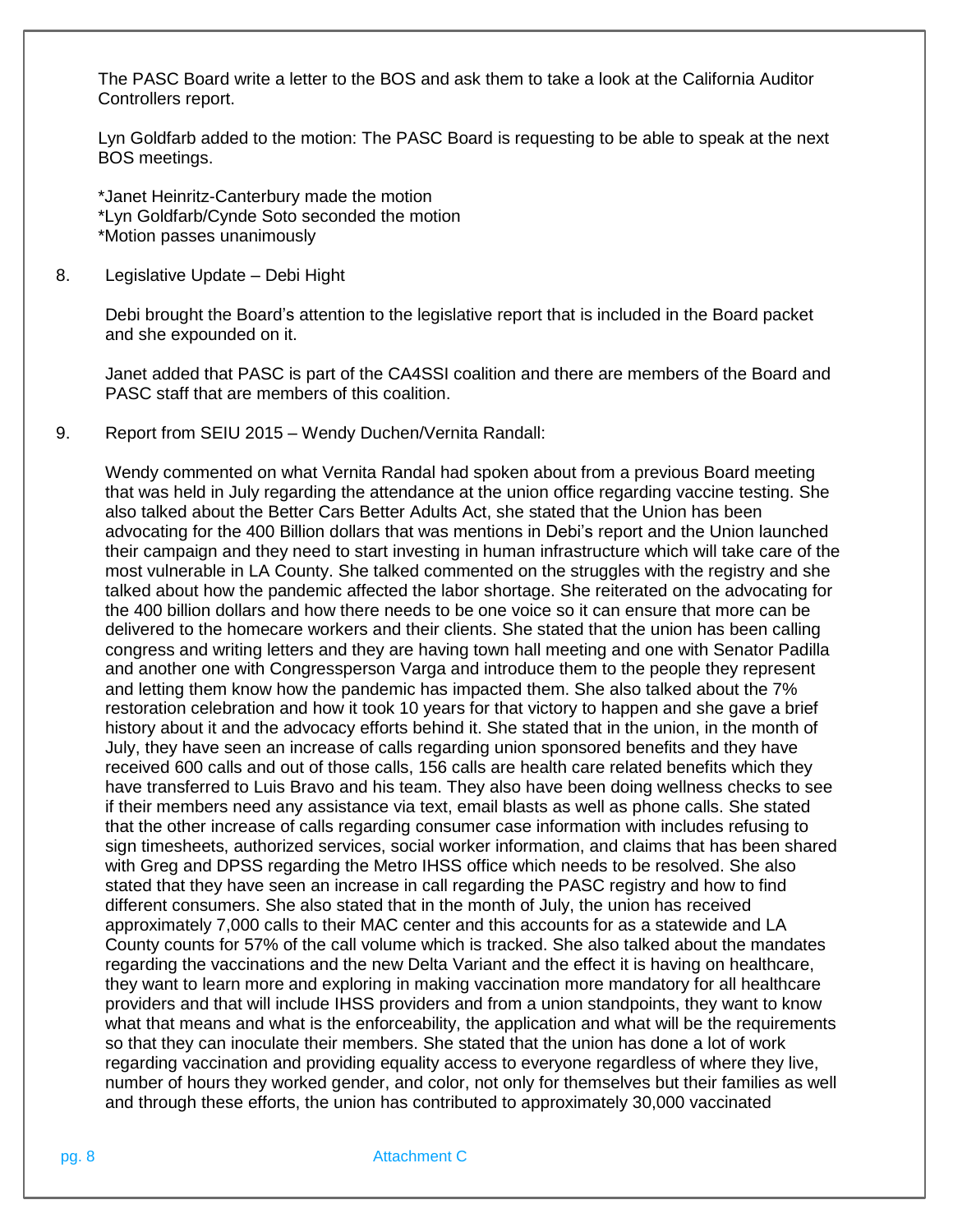The PASC Board write a letter to the BOS and ask them to take a look at the California Auditor Controllers report.

Lyn Goldfarb added to the motion: The PASC Board is requesting to be able to speak at the next BOS meetings.

*Janet Heinritz-Canterbury made the motion
*Lyn Goldfarb/Cynde Soto seconded the motion
*Motion passes unanimously

8. Legislative Update – Debi Hight

Debi brought the Board's attention to the legislative report that is included in the Board packet and she expounded on it.

Janet added that PASC is part of the CA4SSI coalition and there are members of the Board and PASC staff that are members of this coalition.

9. Report from SEIU 2015 – Wendy Duchen/Vernita Randall:

Wendy commented on what Vernita Randal had spoken about from a previous Board meeting that was held in July regarding the attendance at the union office regarding vaccine testing. She also talked about the Better Cars Better Adults Act, she stated that the Union has been advocating for the 400 Billion dollars that was mentions in Debi's report and the Union launched their campaign and they need to start investing in human infrastructure which will take care of the most vulnerable in LA County. She talked commented on the struggles with the registry and she talked about how the pandemic affected the labor shortage. She reiterated on the advocating for the 400 billion dollars and how there needs to be one voice so it can ensure that more can be delivered to the homecare workers and their clients. She stated that the union has been calling congress and writing letters and they are having town hall meeting and one with Senator Padilla and another one with Congressperson Varga and introduce them to the people they represent and letting them know how the pandemic has impacted them. She also talked about the 7% restoration celebration and how it took 10 years for that victory to happen and she gave a brief history about it and the advocacy efforts behind it. She stated that in the union, in the month of July, they have seen an increase of calls regarding union sponsored benefits and they have received 600 calls and out of those calls, 156 calls are health care related benefits which they have transferred to Luis Bravo and his team. They also have been doing wellness checks to see if their members need any assistance via text, email blasts as well as phone calls. She stated that the other increase of calls regarding consumer case information with includes refusing to sign timesheets, authorized services, social worker information, and claims that has been shared with Greg and DPSS regarding the Metro IHSS office which needs to be resolved. She also stated that they have seen an increase in call regarding the PASC registry and how to find different consumers. She also stated that in the month of July, the union has received approximately 7,000 calls to their MAC center and this accounts for as a statewide and LA County counts for 57% of the call volume which is tracked. She also talked about the mandates regarding the vaccinations and the new Delta Variant and the effect it is having on healthcare, they want to learn more and exploring in making vaccination more mandatory for all healthcare providers and that will include IHSS providers and from a union standpoints, they want to know what that means and what is the enforceability, the application and what will be the requirements so that they can inoculate their members. She stated that the union has done a lot of work regarding vaccination and providing equality access to everyone regardless of where they live, number of hours they worked gender, and color, not only for themselves but their families as well and through these efforts, the union has contributed to approximately 30,000 vaccinated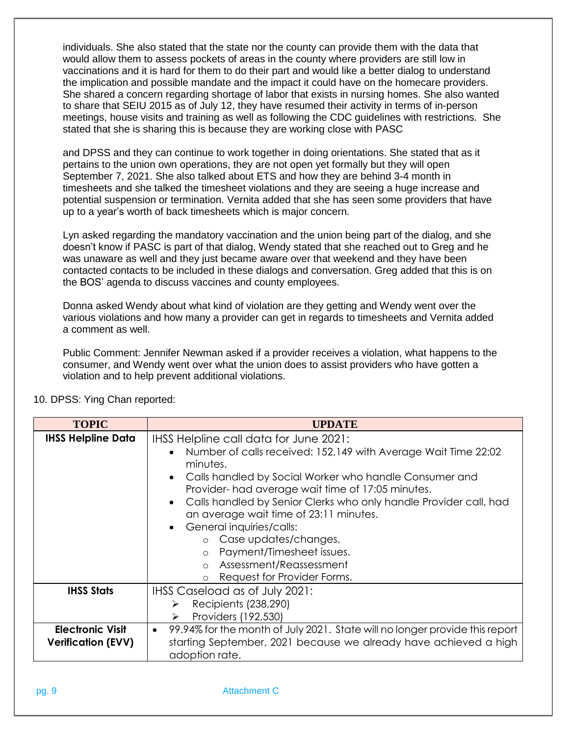individuals. She also stated that the state nor the county can provide them with the data that would allow them to assess pockets of areas in the county where providers are still low in vaccinations and it is hard for them to do their part and would like a better dialog to understand the implication and possible mandate and the impact it could have on the homecare providers. She shared a concern regarding shortage of labor that exists in nursing homes. She also wanted to share that SEIU 2015 as of July 12, they have resumed their activity in terms of in-person meetings, house visits and training as well as following the CDC guidelines with restrictions. She stated that she is sharing this is because they are working close with PASC

and DPSS and they can continue to work together in doing orientations. She stated that as it pertains to the union own operations, they are not open yet formally but they will open September 7, 2021. She also talked about ETS and how they are behind 3-4 month in timesheets and she talked the timesheet violations and they are seeing a huge increase and potential suspension or termination. Vernita added that she has seen some providers that have up to a year's worth of back timesheets which is major concern.

Lyn asked regarding the mandatory vaccination and the union being part of the dialog, and she doesn't know if PASC is part of that dialog, Wendy stated that she reached out to Greg and he was unaware as well and they just became aware over that weekend and they have been contacted contacts to be included in these dialogs and conversation. Greg added that this is on the BOS' agenda to discuss vaccines and county employees.

Donna asked Wendy about what kind of violation are they getting and Wendy went over the various violations and how many a provider can get in regards to timesheets and Vernita added a comment as well.

Public Comment: Jennifer Newman asked if a provider receives a violation, what happens to the consumer, and Wendy went over what the union does to assist providers who have gotten a violation and to help prevent additional violations.

10. DPSS: Ying Chan reported:

| TOPIC | UPDATE |
|---|---|
| **IHSS Helpline Data** | IHSS Helpline call data for June 2021:<br>• Number of calls received: 152,149 with Average Wait Time 22:02 minutes.<br>• Calls handled by Social Worker who handle Consumer and Provider- had average wait time of 17:05 minutes.<br>• Calls handled by Senior Clerks who only handle Provider call, had an average wait time of 23:11 minutes.<br>• General inquiries/calls:<br>  ○ Case updates/changes.<br>  ○ Payment/Timesheet issues.<br>  ○ Assessment/Reassessment<br>  ○ Request for Provider Forms. |
| **IHSS Stats** | IHSS Caseload as of July 2021:<br>➢ Recipients (238,290)<br>➢ Providers (192,530) |
| **Electronic Visit Verification (EVV)** | • 99.94% for the month of July 2021. State will no longer provide this report starting September, 2021 because we already have achieved a high adoption rate. |

Attachment C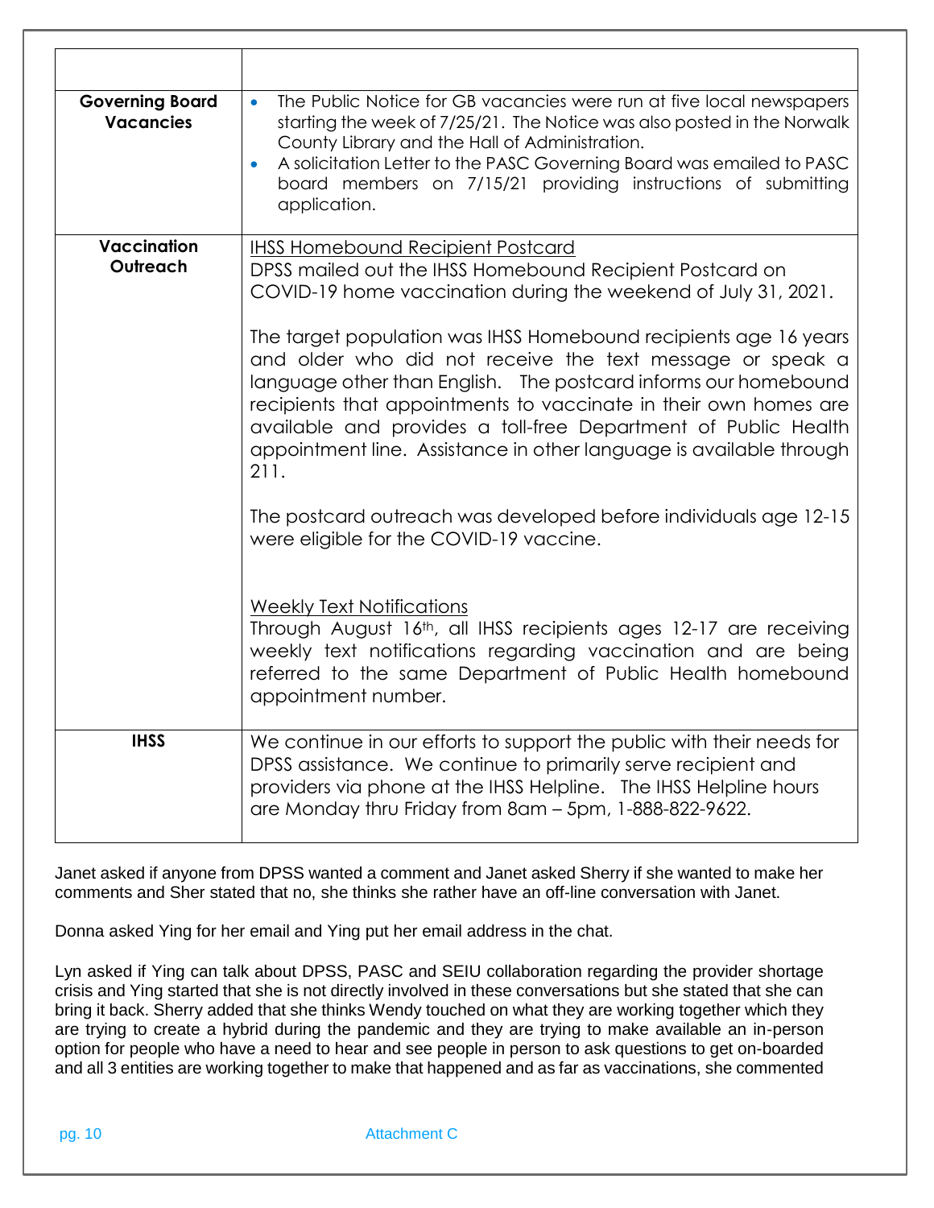| | |
|---|---|
| **Governing Board Vacancies** | • The Public Notice for GB vacancies were run at five local newspapers starting the week of 7/25/21. The Notice was also posted in the Norwalk County Library and the Hall of Administration.<br>• A solicitation Letter to the PASC Governing Board was emailed to PASC board members on 7/15/21 providing instructions of submitting application. |
| **Vaccination Outreach** | <u>IHSS Homebound Recipient Postcard</u><br>DPSS mailed out the IHSS Homebound Recipient Postcard on COVID-19 home vaccination during the weekend of July 31, 2021.<br><br>The target population was IHSS Homebound recipients age 16 years and older who did not receive the text message or speak a language other than English. The postcard informs our homebound recipients that appointments to vaccinate in their own homes are available and provides a toll-free Department of Public Health appointment line. Assistance in other language is available through 211.<br><br>The postcard outreach was developed before individuals age 12-15 were eligible for the COVID-19 vaccine.<br><br><u>Weekly Text Notifications</u><br>Through August 16th, all IHSS recipients ages 12-17 are receiving weekly text notifications regarding vaccination and are being referred to the same Department of Public Health homebound appointment number. |
| **IHSS** | We continue in our efforts to support the public with their needs for DPSS assistance. We continue to primarily serve recipient and providers via phone at the IHSS Helpline. The IHSS Helpline hours are Monday thru Friday from 8am – 5pm, 1-888-822-9622. |

Janet asked if anyone from DPSS wanted a comment and Janet asked Sherry if she wanted to make her comments and Sher stated that no, she thinks she rather have an off-line conversation with Janet.

Donna asked Ying for her email and Ying put her email address in the chat.

Lyn asked if Ying can talk about DPSS, PASC and SEIU collaboration regarding the provider shortage crisis and Ying started that she is not directly involved in these conversations but she stated that she can bring it back. Sherry added that she thinks Wendy touched on what they are working together which they are trying to create a hybrid during the pandemic and they are trying to make available an in-person option for people who have a need to hear and see people in person to ask questions to get on-boarded and all 3 entities are working together to make that happened and as far as vaccinations, she commented

Attachment C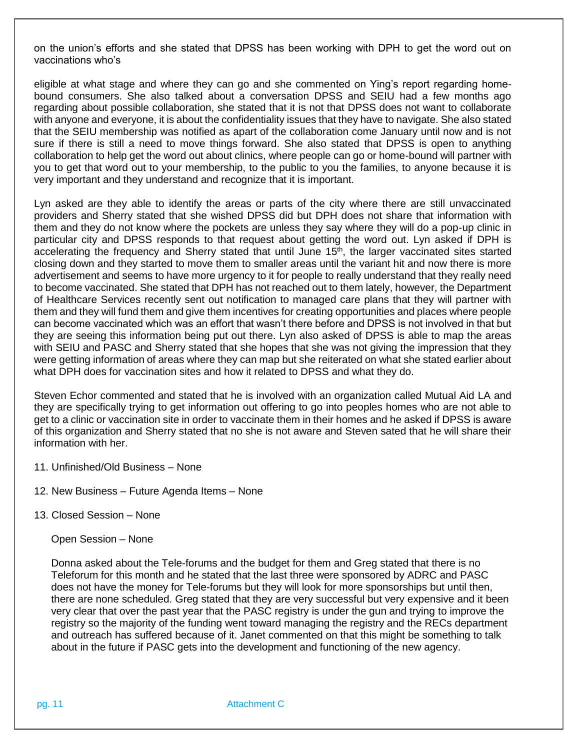on the union's efforts and she stated that DPSS has been working with DPH to get the word out on vaccinations who's

eligible at what stage and where they can go and she commented on Ying's report regarding home-bound consumers. She also talked about a conversation DPSS and SEIU had a few months ago regarding about possible collaboration, she stated that it is not that DPSS does not want to collaborate with anyone and everyone, it is about the confidentiality issues that they have to navigate. She also stated that the SEIU membership was notified as apart of the collaboration come January until now and is not sure if there is still a need to move things forward. She also stated that DPSS is open to anything collaboration to help get the word out about clinics, where people can go or home-bound will partner with you to get that word out to your membership, to the public to you the families, to anyone because it is very important and they understand and recognize that it is important.

Lyn asked are they able to identify the areas or parts of the city where there are still unvaccinated providers and Sherry stated that she wished DPSS did but DPH does not share that information with them and they do not know where the pockets are unless they say where they will do a pop-up clinic in particular city and DPSS responds to that request about getting the word out. Lyn asked if DPH is accelerating the frequency and Sherry stated that until June 15th, the larger vaccinated sites started closing down and they started to move them to smaller areas until the variant hit and now there is more advertisement and seems to have more urgency to it for people to really understand that they really need to become vaccinated. She stated that DPH has not reached out to them lately, however, the Department of Healthcare Services recently sent out notification to managed care plans that they will partner with them and they will fund them and give them incentives for creating opportunities and places where people can become vaccinated which was an effort that wasn't there before and DPSS is not involved in that but they are seeing this information being put out there. Lyn also asked of DPSS is able to map the areas with SEIU and PASC and Sherry stated that she hopes that she was not giving the impression that they were getting information of areas where they can map but she reiterated on what she stated earlier about what DPH does for vaccination sites and how it related to DPSS and what they do.

Steven Echor commented and stated that he is involved with an organization called Mutual Aid LA and they are specifically trying to get information out offering to go into peoples homes who are not able to get to a clinic or vaccination site in order to vaccinate them in their homes and he asked if DPSS is aware of this organization and Sherry stated that no she is not aware and Steven sated that he will share their information with her.

11. Unfinished/Old Business – None

12. New Business – Future Agenda Items – None

13. Closed Session – None

    Open Session – None

    Donna asked about the Tele-forums and the budget for them and Greg stated that there is no Teleforum for this month and he stated that the last three were sponsored by ADRC and PASC does not have the money for Tele-forums but they will look for more sponsorships but until then, there are none scheduled. Greg stated that they are very successful but very expensive and it been very clear that over the past year that the PASC registry is under the gun and trying to improve the registry so the majority of the funding went toward managing the registry and the RECs department and outreach has suffered because of it. Janet commented on that this might be something to talk about in the future if PASC gets into the development and functioning of the new agency.

Attachment C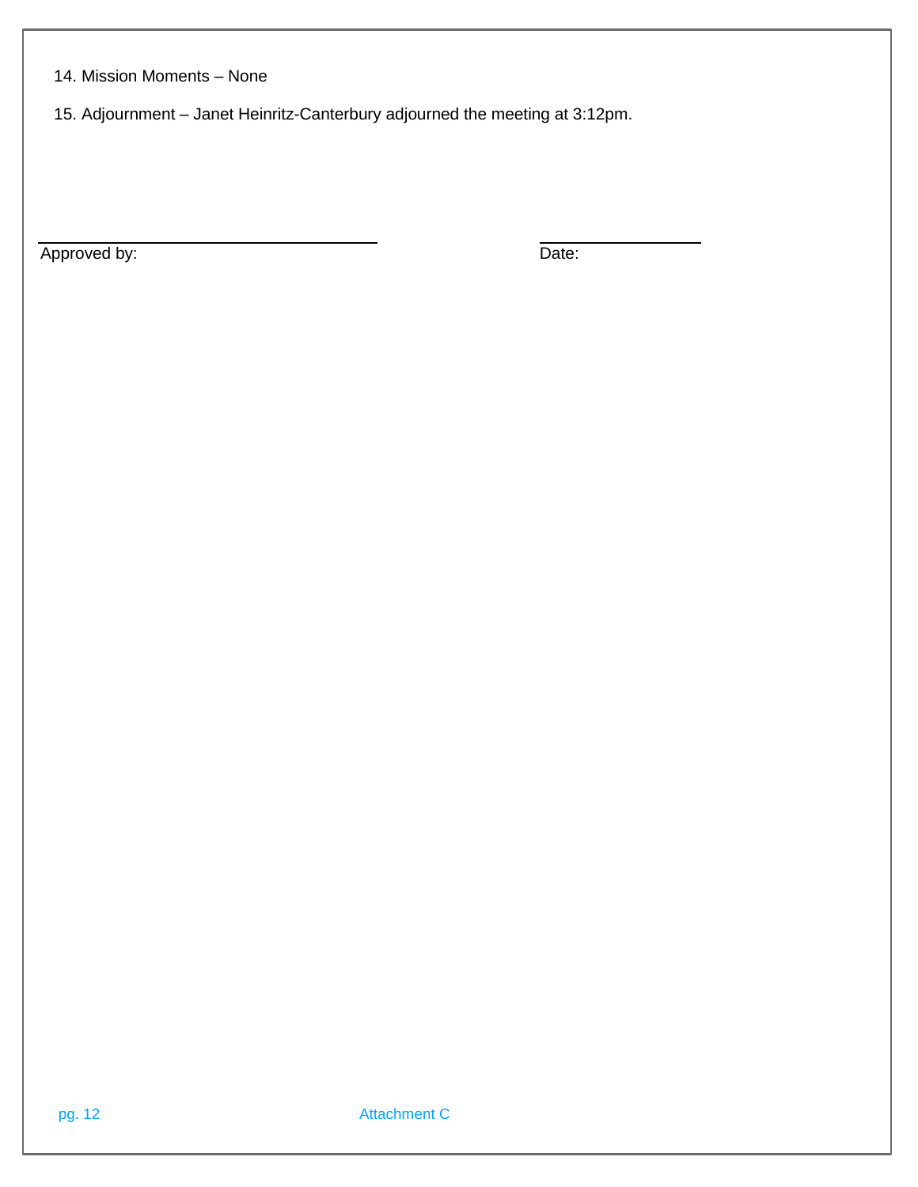14. Mission Moments – None

15. Adjournment – Janet Heinritz-Canterbury adjourned the meeting at 3:12pm.

Approved by: \_\_\_\_\_\_\_\_\_\_\_\_\_\_\_\_\_\_\_\_\_\_\_\_\_\_\_\_\_\_ Date: \_\_\_\_\_\_\_\_\_\_\_\_\_\_

Attachment C